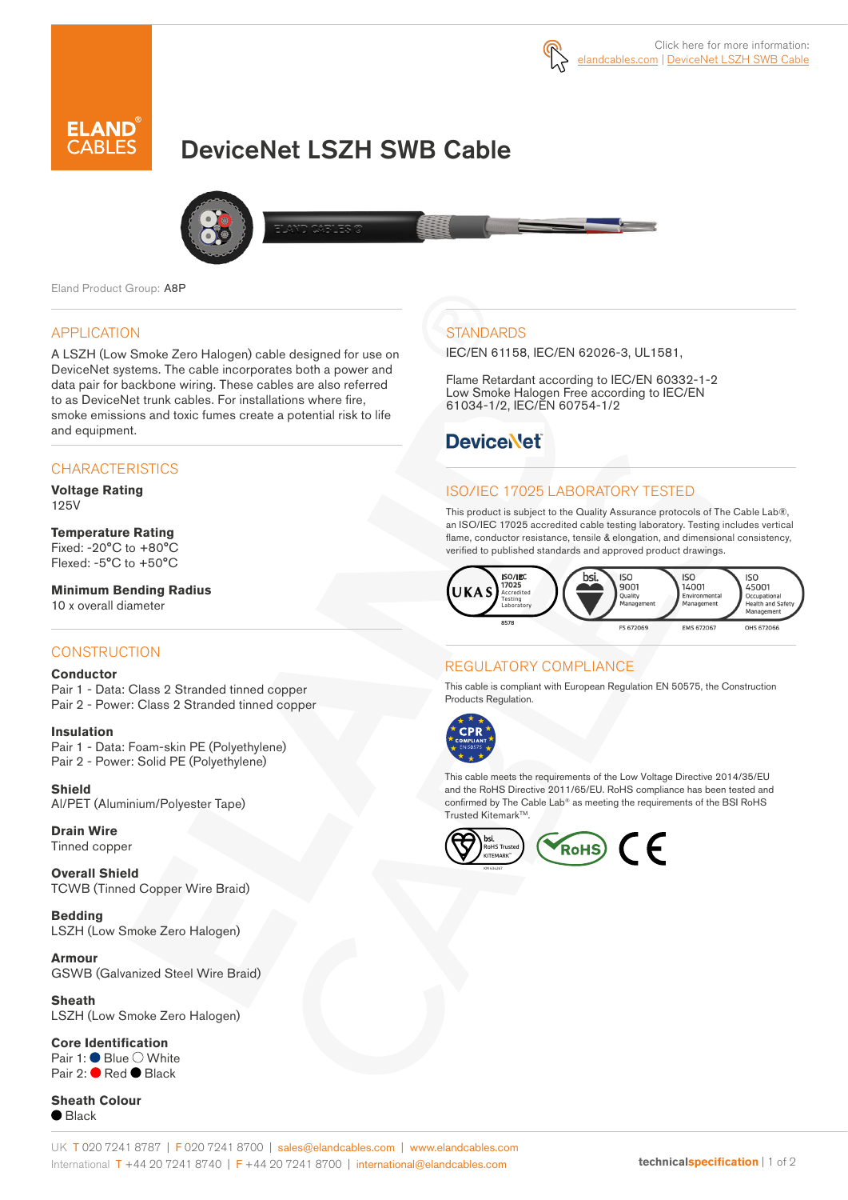Click here for more information: elandcables.com | DeviceNet LSZH SWB Cable

# DeviceNet LSZH SWB Cable

Eland Product Group: A8P

## APPLICATION

A LSZH (Low Smoke Zero Halogen) cable designed for use on DeviceNet systems. The cable incorporates both a power and data pair for backbone wiring. These cables are also referred to as DeviceNet trunk cables. For installations where fire, smoke emissions and toxic fumes create a potential risk to life and equipment.

## CHARACTERISTICS

**Voltage Rating**
125V

**Temperature Rating**
Fixed: -20°C to +80°C
Flexed: -5°C to +50°C

**Minimum Bending Radius**
10 x overall diameter

## CONSTRUCTION

**Conductor**
Pair 1 - Data: Class 2 Stranded tinned copper
Pair 2 - Power: Class 2 Stranded tinned copper

**Insulation**
Pair 1 - Data: Foam-skin PE (Polyethylene)
Pair 2 - Power: Solid PE (Polyethylene)

**Shield**
Al/PET (Aluminium/Polyester Tape)

**Drain Wire**
Tinned copper

**Overall Shield**
TCWB (Tinned Copper Wire Braid)

**Bedding**
LSZH (Low Smoke Zero Halogen)

**Armour**
GSWB (Galvanized Steel Wire Braid)

**Sheath**
LSZH (Low Smoke Zero Halogen)

**Core Identification**
Pair 1: ● Blue ○ White
Pair 2: ● Red ● Black

**Sheath Colour**
● Black

## STANDARDS

IEC/EN 61158, IEC/EN 62026-3, UL1581,

Flame Retardant according to IEC/EN 60332-1-2
Low Smoke Halogen Free according to IEC/EN 61034-1/2, IEC/EN 60754-1/2

DeviceNet

## ISO/IEC 17025 LABORATORY TESTED

This product is subject to the Quality Assurance protocols of The Cable Lab®, an ISO/IEC 17025 accredited cable testing laboratory. Testing includes vertical flame, conductor resistance, tensile & elongation, and dimensional consistency, verified to published standards and approved product drawings.

UKAS ISO/IEC 17025 Accredited Testing Laboratory 8578 | bsi. ISO 9001 Quality Management FS 672069 | ISO 14001 Environmental Management EMS 672067 | ISO 45001 Occupational Health and Safety Management OHS 672066

## REGULATORY COMPLIANCE

This cable is compliant with European Regulation EN 50575, the Construction Products Regulation.

CPR COMPLIANT EN 50575

This cable meets the requirements of the Low Voltage Directive 2014/35/EU and the RoHS Directive 2011/65/EU. RoHS compliance has been tested and confirmed by The Cable Lab® as meeting the requirements of the BSI RoHS Trusted Kitemark™.

bsi. RoHS Trusted KITEMARK™ | RoHS | CE

UK T 020 7241 8787 | F 020 7241 8700 | sales@elandcables.com | www.elandcables.com
International T +44 20 7241 8740 | F +44 20 7241 8700 | international@elandcables.com

technicalspecification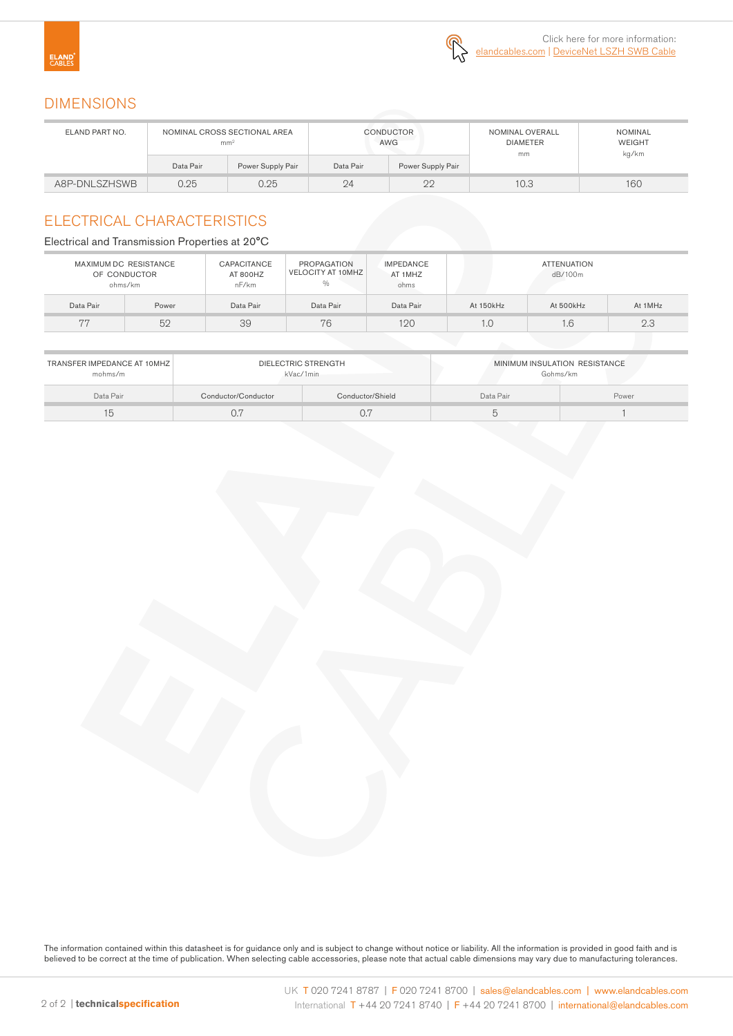Click here for more information:
elandcables.com | DeviceNet LSZH SWB Cable

## DIMENSIONS

| ELAND PART NO. | NOMINAL CROSS SECTIONAL AREA mm² | | CONDUCTOR AWG | | NOMINAL OVERALL DIAMETER mm | NOMINAL WEIGHT kg/km |
|---|---|---|---|---|---|---|
| | Data Pair | Power Supply Pair | Data Pair | Power Supply Pair | | |
| A8P-DNLSZHSWB | 0.25 | 0.25 | 24 | 22 | 10.3 | 160 |

## ELECTRICAL CHARACTERISTICS

Electrical and Transmission Properties at 20°C

| MAXIMUM DC RESISTANCE OF CONDUCTOR ohms/km | | CAPACITANCE AT 800HZ nF/km | PROPAGATION VELOCITY AT 10MHZ % | IMPEDANCE AT 1MHZ ohms | ATTENUATION dB/100m | | |
|---|---|---|---|---|---|---|---|
| Data Pair | Power | Data Pair | Data Pair | Data Pair | At 150kHz | At 500kHz | At 1MHz |
| 77 | 52 | 39 | 76 | 120 | 1.0 | 1.6 | 2.3 |

| TRANSFER IMPEDANCE AT 10MHZ mohms/m | DIELECTRIC STRENGTH kVac/1min | | MINIMUM INSULATION RESISTANCE Gohms/km | |
|---|---|---|---|---|
| Data Pair | Conductor/Conductor | Conductor/Shield | Data Pair | Power |
| 15 | 0.7 | 0.7 | 5 | 1 |

The information contained within this datasheet is for guidance only and is subject to change without notice or liability. All the information is provided in good faith and is believed to be correct at the time of publication. When selecting cable accessories, please note that actual cable dimensions may vary due to manufacturing tolerances.

UK T 020 7241 8787 | F 020 7241 8700 | sales@elandcables.com | www.elandcables.com
International T +44 20 7241 8740 | F +44 20 7241 8700 | international@elandcables.com